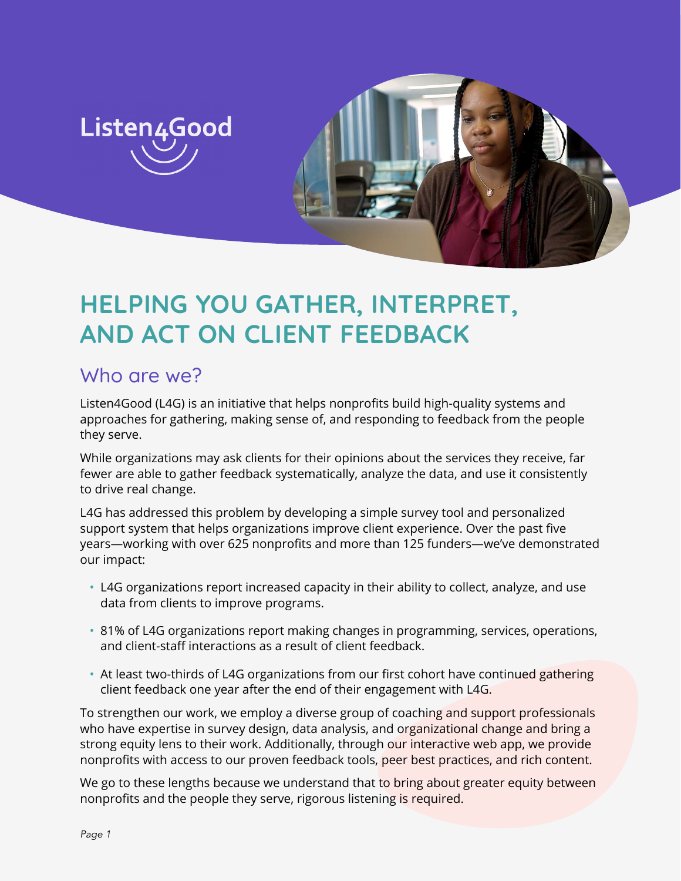Listen4Good

# HELPING YOU GATHER, INTERPRET, AND ACT ON CLIENT FEEDBACK

## Who are we?

Listen4Good (L4G) is an initiative that helps nonprofits build high-quality systems and approaches for gathering, making sense of, and responding to feedback from the people they serve.

While organizations may ask clients for their opinions about the services they receive, far fewer are able to gather feedback systematically, analyze the data, and use it consistently to drive real change.

L4G has addressed this problem by developing a simple survey tool and personalized support system that helps organizations improve client experience. Over the past five years—working with over 625 nonprofits and more than 125 funders—we've demonstrated our impact:

- L4G organizations report increased capacity in their ability to collect, analyze, and use data from clients to improve programs.
- 81% of L4G organizations report making changes in programming, services, operations, and client-staff interactions as a result of client feedback.
- At least two-thirds of L4G organizations from our first cohort have continued gathering client feedback one year after the end of their engagement with L4G.

To strengthen our work, we employ a diverse group of coaching and support professionals who have expertise in survey design, data analysis, and organizational change and bring a strong equity lens to their work. Additionally, through our interactive web app, we provide nonprofits with access to our proven feedback tools, peer best practices, and rich content.

We go to these lengths because we understand that to bring about greater equity between nonprofits and the people they serve, rigorous listening is required.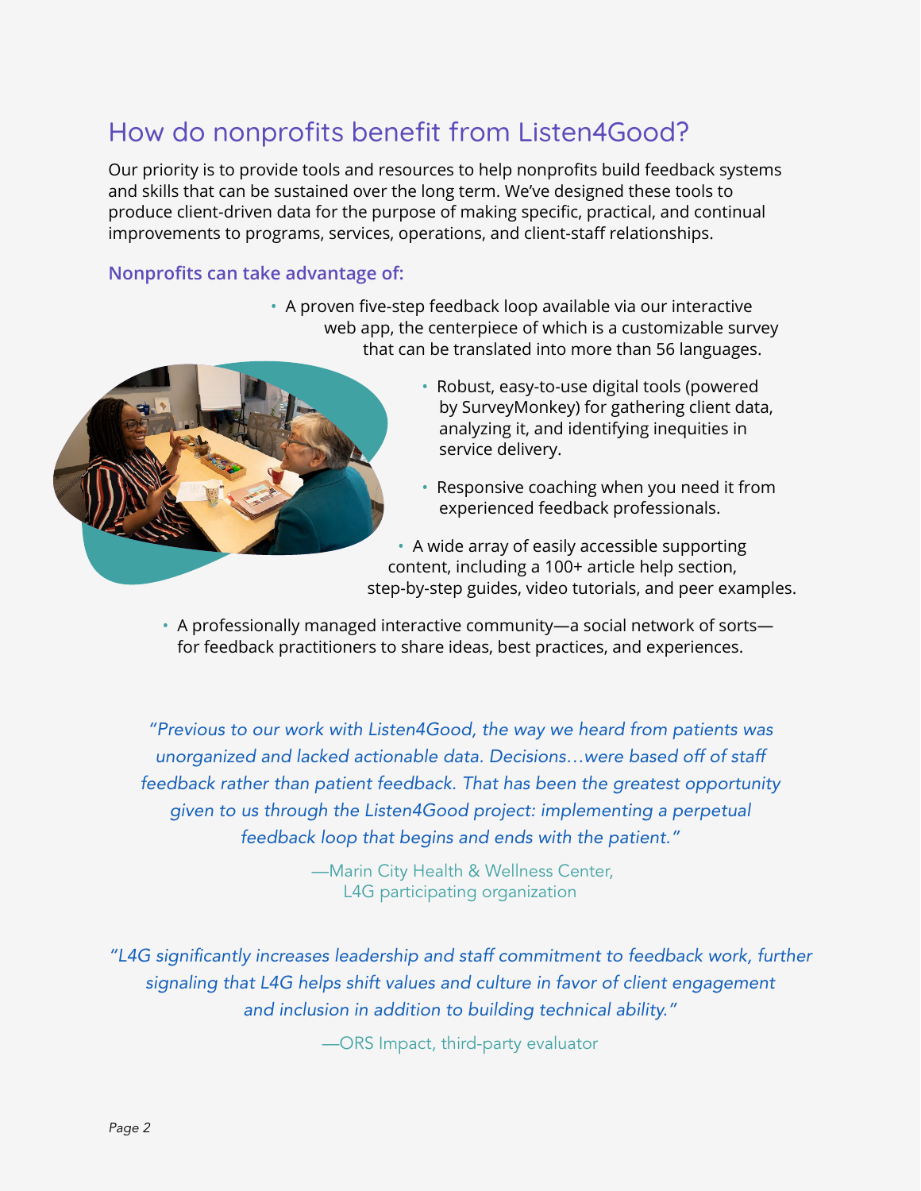## How do nonprofits benefit from Listen4Good?

Our priority is to provide tools and resources to help nonprofits build feedback systems and skills that can be sustained over the long term. We've designed these tools to produce client-driven data for the purpose of making specific, practical, and continual improvements to programs, services, operations, and client-staff relationships.

### Nonprofits can take advantage of:

- A proven five-step feedback loop available via our interactive web app, the centerpiece of which is a customizable survey that can be translated into more than 56 languages.
- Robust, easy-to-use digital tools (powered by SurveyMonkey) for gathering client data, analyzing it, and identifying inequities in service delivery.
- Responsive coaching when you need it from experienced feedback professionals.
- A wide array of easily accessible supporting content, including a 100+ article help section, step-by-step guides, video tutorials, and peer examples.
- A professionally managed interactive community—a social network of sorts—for feedback practitioners to share ideas, best practices, and experiences.

*"Previous to our work with Listen4Good, the way we heard from patients was unorganized and lacked actionable data. Decisions…were based off of staff feedback rather than patient feedback. That has been the greatest opportunity given to us through the Listen4Good project: implementing a perpetual feedback loop that begins and ends with the patient."*

—Marin City Health & Wellness Center, L4G participating organization

*"L4G significantly increases leadership and staff commitment to feedback work, further signaling that L4G helps shift values and culture in favor of client engagement and inclusion in addition to building technical ability."*

—ORS Impact, third-party evaluator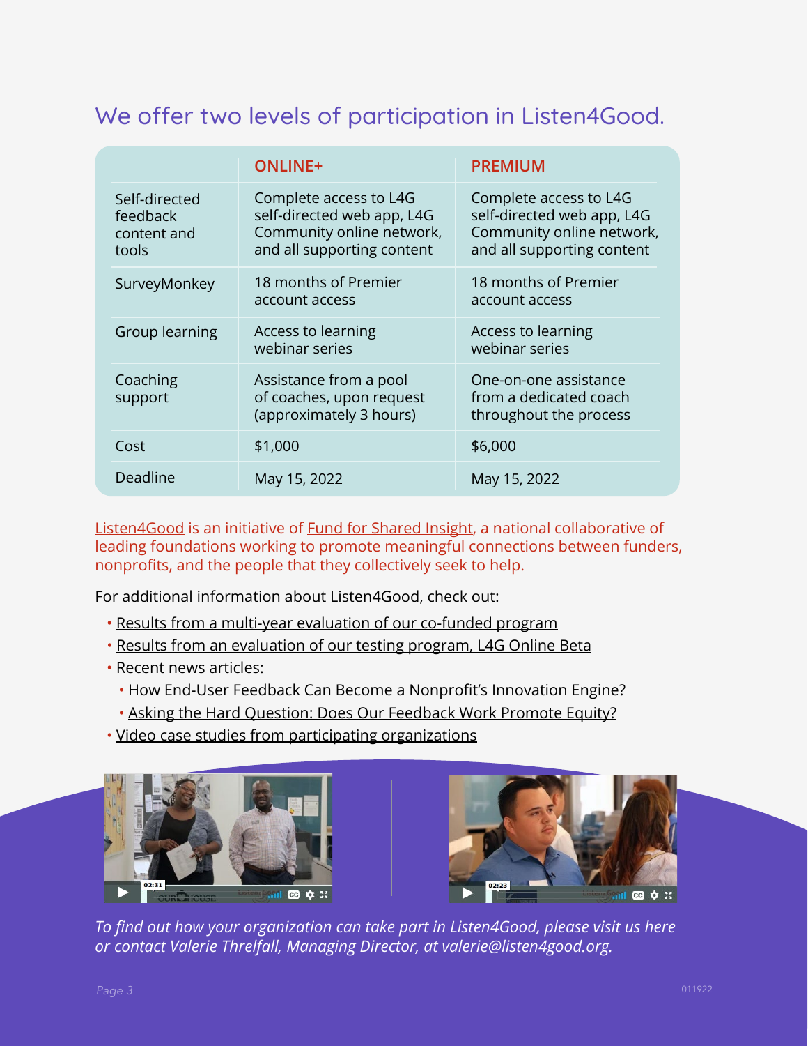## We offer two levels of participation in Listen4Good.

| | ONLINE+ | PREMIUM |
|---|---|---|
| Self-directed feedback content and tools | Complete access to L4G self-directed web app, L4G Community online network, and all supporting content | Complete access to L4G self-directed web app, L4G Community online network, and all supporting content |
| SurveyMonkey | 18 months of Premier account access | 18 months of Premier account access |
| Group learning | Access to learning webinar series | Access to learning webinar series |
| Coaching support | Assistance from a pool of coaches, upon request (approximately 3 hours) | One-on-one assistance from a dedicated coach throughout the process |
| Cost | $1,000 | $6,000 |
| Deadline | May 15, 2022 | May 15, 2022 |

Listen4Good is an initiative of Fund for Shared Insight, a national collaborative of leading foundations working to promote meaningful connections between funders, nonprofits, and the people that they collectively seek to help.

For additional information about Listen4Good, check out:

- Results from a multi-year evaluation of our co-funded program
- Results from an evaluation of our testing program, L4G Online Beta
- Recent news articles:
  - How End-User Feedback Can Become a Nonprofit's Innovation Engine?
  - Asking the Hard Question: Does Our Feedback Work Promote Equity?
- Video case studies from participating organizations

*To find out how your organization can take part in Listen4Good, please visit us here or contact Valerie Threlfall, Managing Director, at valerie@listen4good.org.*

011922